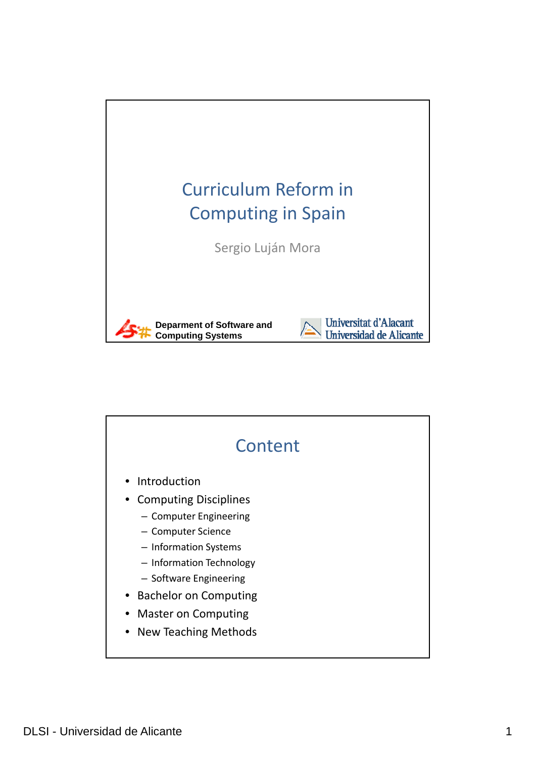# Curriculum Reform in Computing in Spain

Sergio Luján Mora

Deparment of Software and Computing Systems

Universitat d'Alacant
Universidad de Alicante

## Content

- Introduction
- Computing Disciplines
  - Computer Engineering
  - Computer Science
  - Information Systems
  - Information Technology
  - Software Engineering
- Bachelor on Computing
- Master on Computing
- New Teaching Methods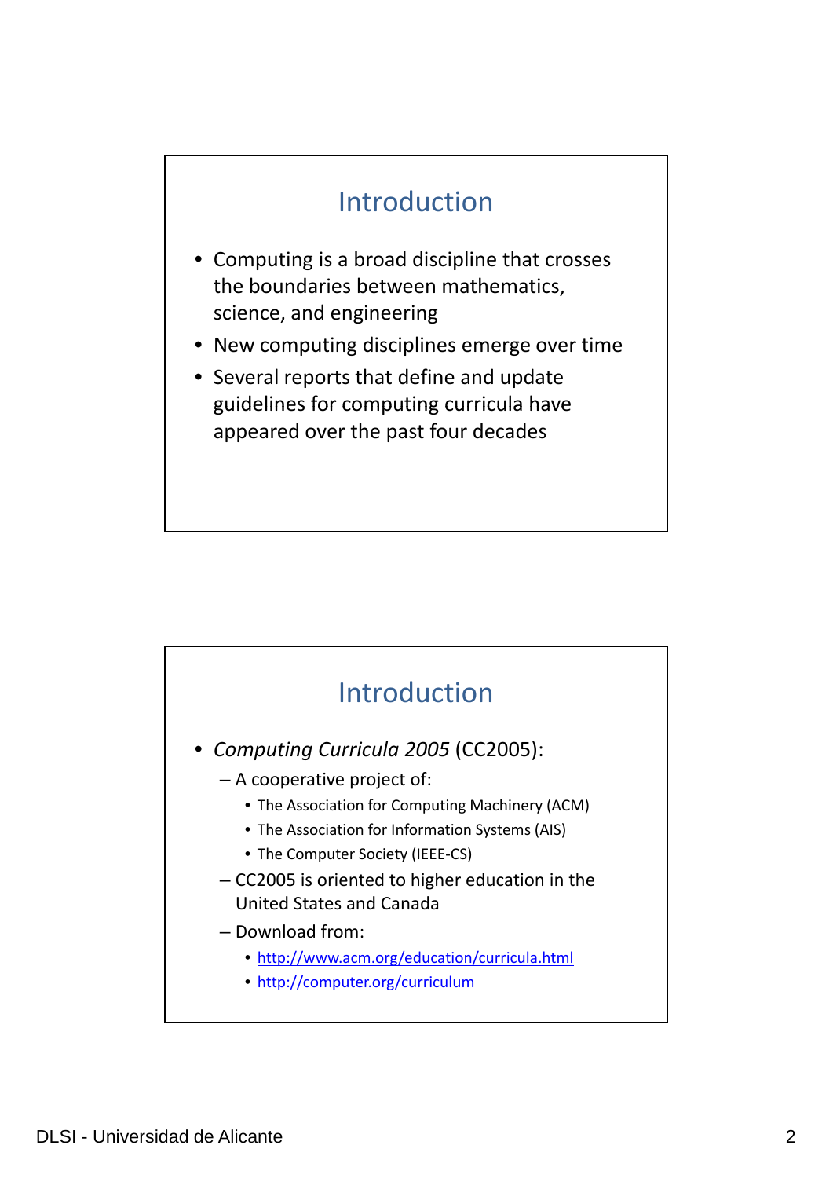## Introduction

- Computing is a broad discipline that crosses the boundaries between mathematics, science, and engineering
- New computing disciplines emerge over time
- Several reports that define and update guidelines for computing curricula have appeared over the past four decades

## Introduction

- *Computing Curricula 2005* (CC2005):
  - A cooperative project of:
    - The Association for Computing Machinery (ACM)
    - The Association for Information Systems (AIS)
    - The Computer Society (IEEE-CS)
  - CC2005 is oriented to higher education in the United States and Canada
  - Download from:
    - http://www.acm.org/education/curricula.html
    - http://computer.org/curriculum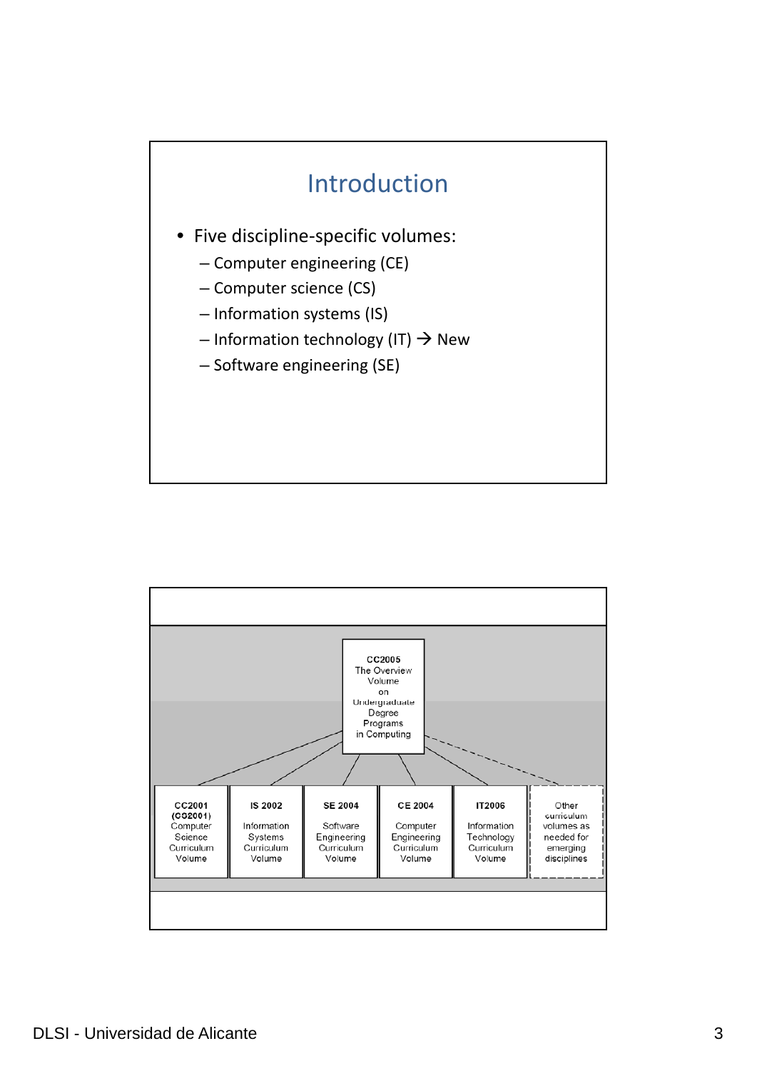# Introduction

- Five discipline-specific volumes:
  - Computer engineering (CE)
  - Computer science (CS)
  - Information systems (IS)
  - Information technology (IT) → New
  - Software engineering (SE)

CC2005
The Overview Volume on Undergraduate Degree Programs in Computing

| CC2001 (CS2001) Computer Science Curriculum Volume | IS 2002 Information Systems Curriculum Volume | SE 2004 Software Engineering Curriculum Volume | CE 2004 Computer Engineering Curriculum Volume | IT2006 Information Technology Curriculum Volume | Other curriculum volumes as needed for emerging disciplines |
|---|---|---|---|---|---|

DLSI - Universidad de Alicante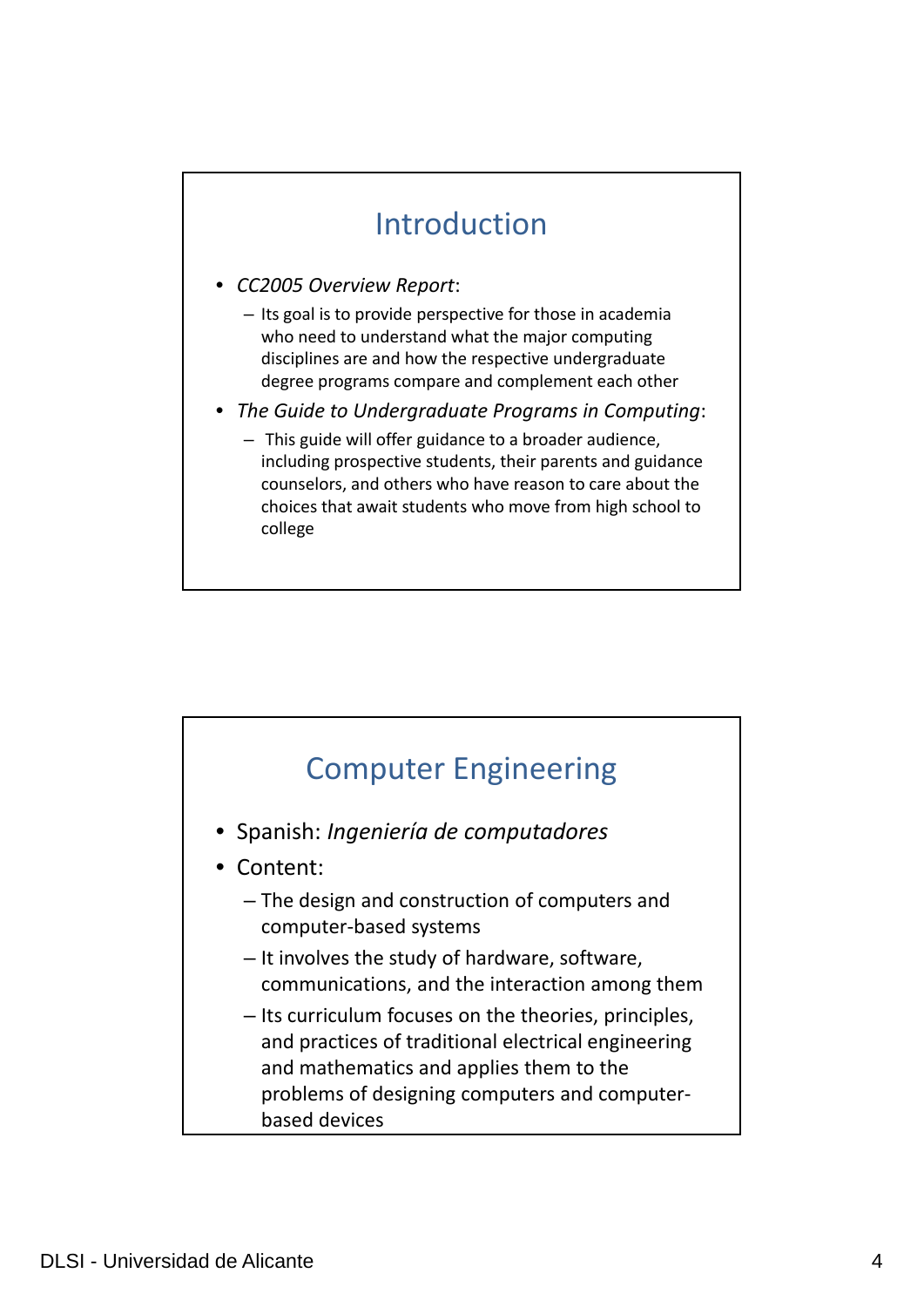## Introduction

- *CC2005 Overview Report*:
  - Its goal is to provide perspective for those in academia who need to understand what the major computing disciplines are and how the respective undergraduate degree programs compare and complement each other
- *The Guide to Undergraduate Programs in Computing*:
  - This guide will offer guidance to a broader audience, including prospective students, their parents and guidance counselors, and others who have reason to care about the choices that await students who move from high school to college

## Computer Engineering

- Spanish: *Ingeniería de computadores*
- Content:
  - The design and construction of computers and computer-based systems
  - It involves the study of hardware, software, communications, and the interaction among them
  - Its curriculum focuses on the theories, principles, and practices of traditional electrical engineering and mathematics and applies them to the problems of designing computers and computer-based devices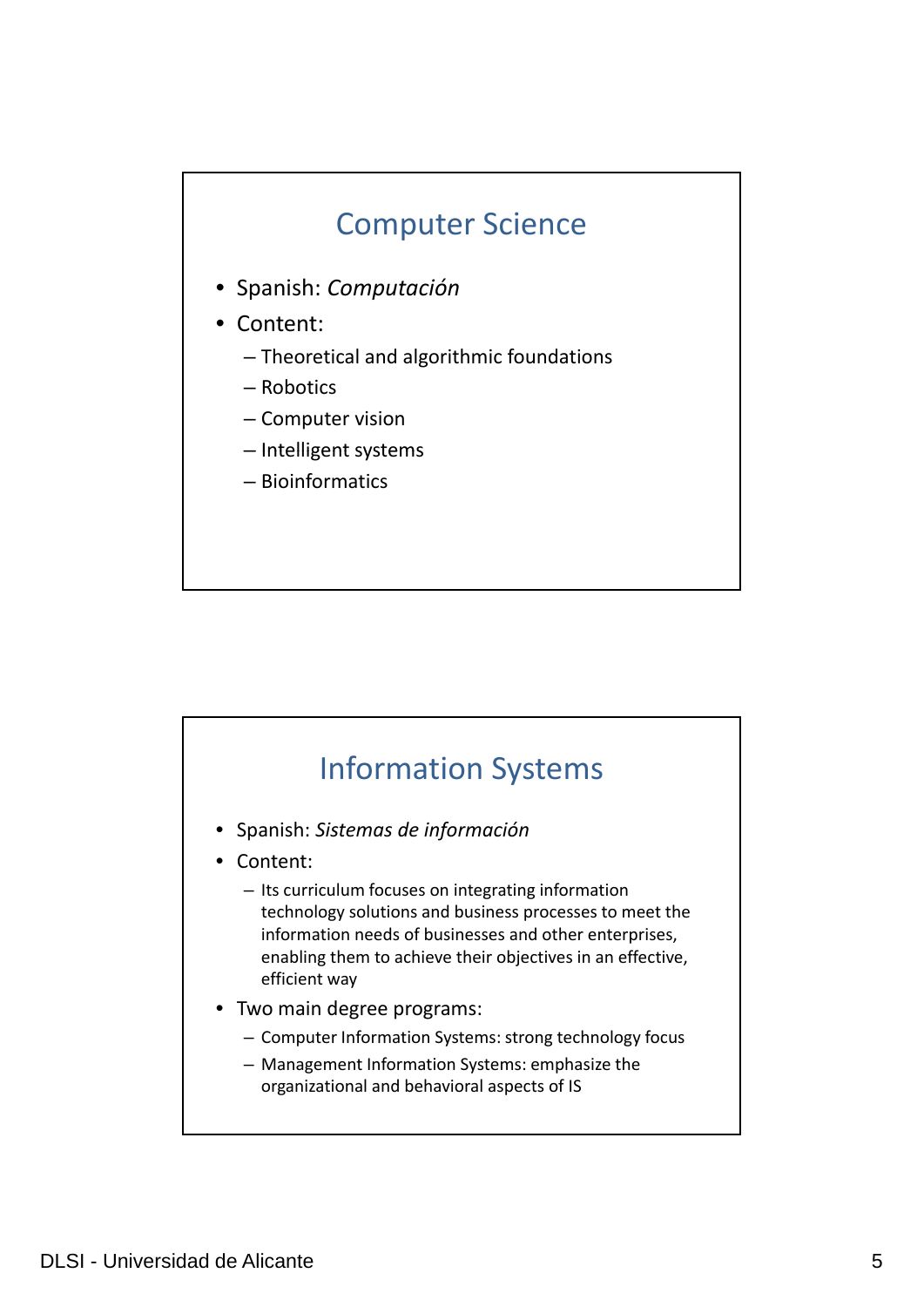## Computer Science

- Spanish: *Computación*
- Content:
  - Theoretical and algorithmic foundations
  - Robotics
  - Computer vision
  - Intelligent systems
  - Bioinformatics

## Information Systems

- Spanish: *Sistemas de información*
- Content:
  - Its curriculum focuses on integrating information technology solutions and business processes to meet the information needs of businesses and other enterprises, enabling them to achieve their objectives in an effective, efficient way
- Two main degree programs:
  - Computer Information Systems: strong technology focus
  - Management Information Systems: emphasize the organizational and behavioral aspects of IS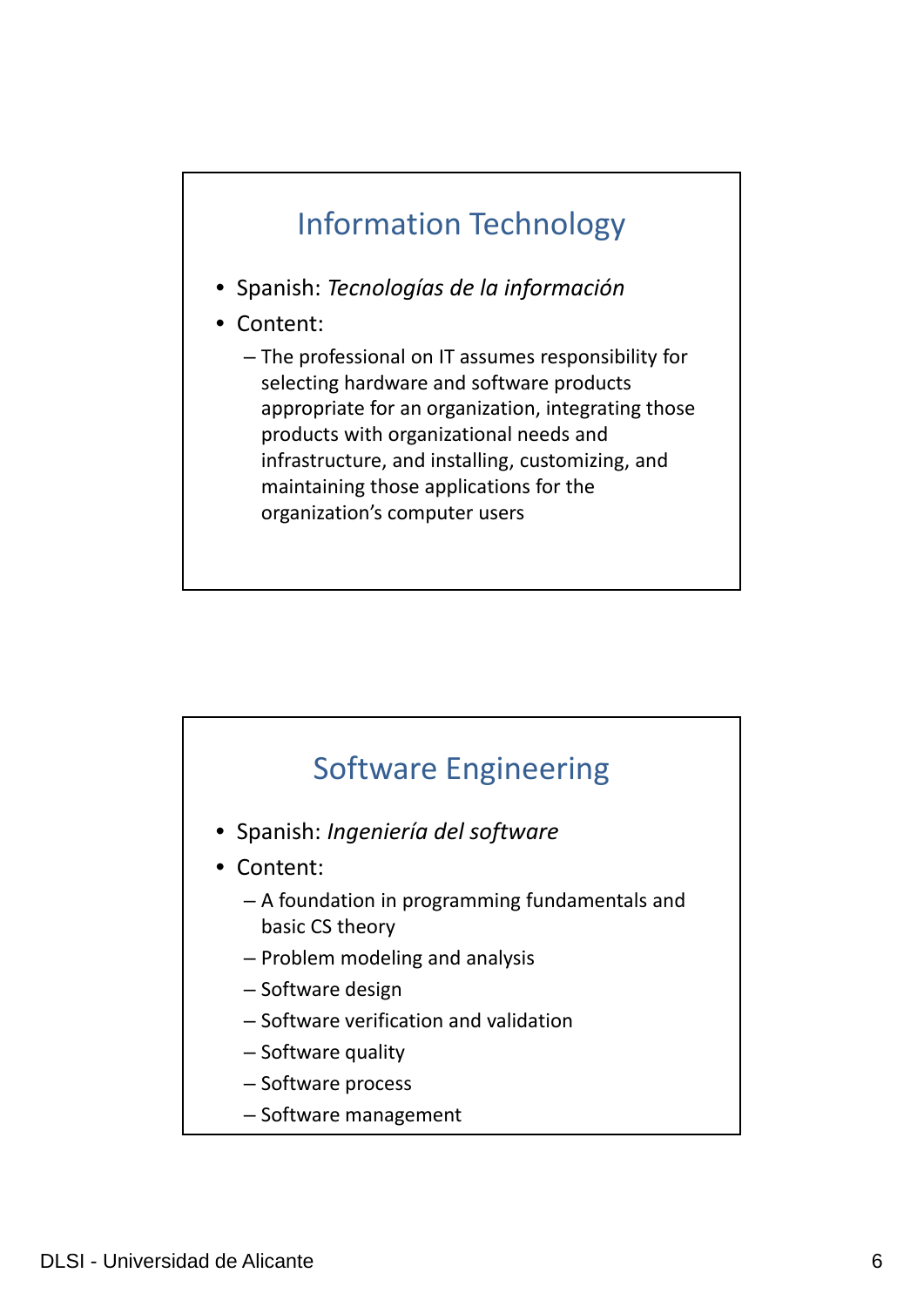## Information Technology

- Spanish: *Tecnologías de la información*
- Content:
  - The professional on IT assumes responsibility for selecting hardware and software products appropriate for an organization, integrating those products with organizational needs and infrastructure, and installing, customizing, and maintaining those applications for the organization's computer users

## Software Engineering

- Spanish: *Ingeniería del software*
- Content:
  - A foundation in programming fundamentals and basic CS theory
  - Problem modeling and analysis
  - Software design
  - Software verification and validation
  - Software quality
  - Software process
  - Software management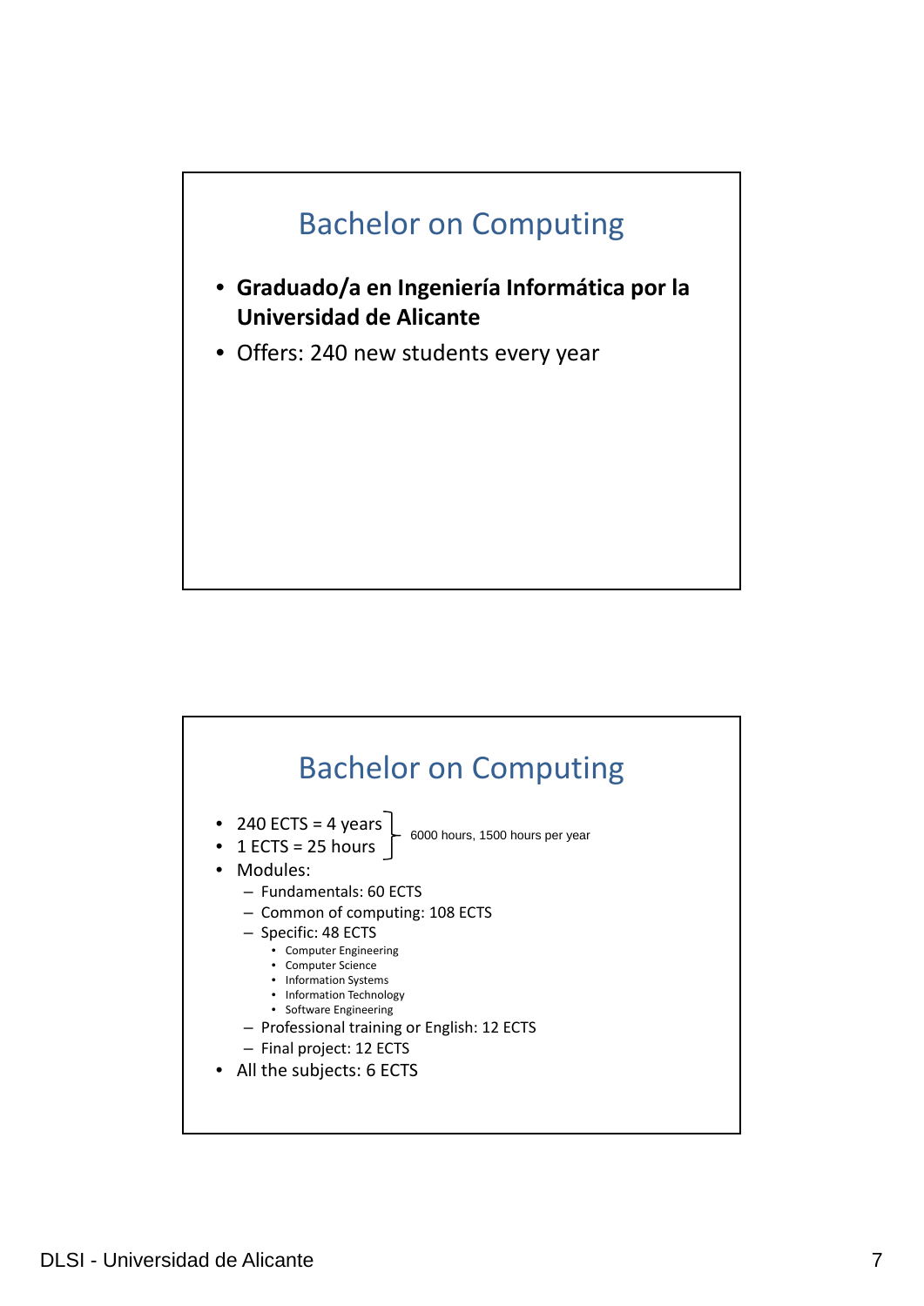## Bachelor on Computing

- **Graduado/a en Ingeniería Informática por la Universidad de Alicante**
- Offers: 240 new students every year

## Bachelor on Computing

- 240 ECTS = 4 years
- 1 ECTS = 25 hours

  } 6000 hours, 1500 hours per year

- Modules:
  - Fundamentals: 60 ECTS
  - Common of computing: 108 ECTS
  - Specific: 48 ECTS
    - Computer Engineering
    - Computer Science
    - Information Systems
    - Information Technology
    - Software Engineering
  - Professional training or English: 12 ECTS
  - Final project: 12 ECTS
- All the subjects: 6 ECTS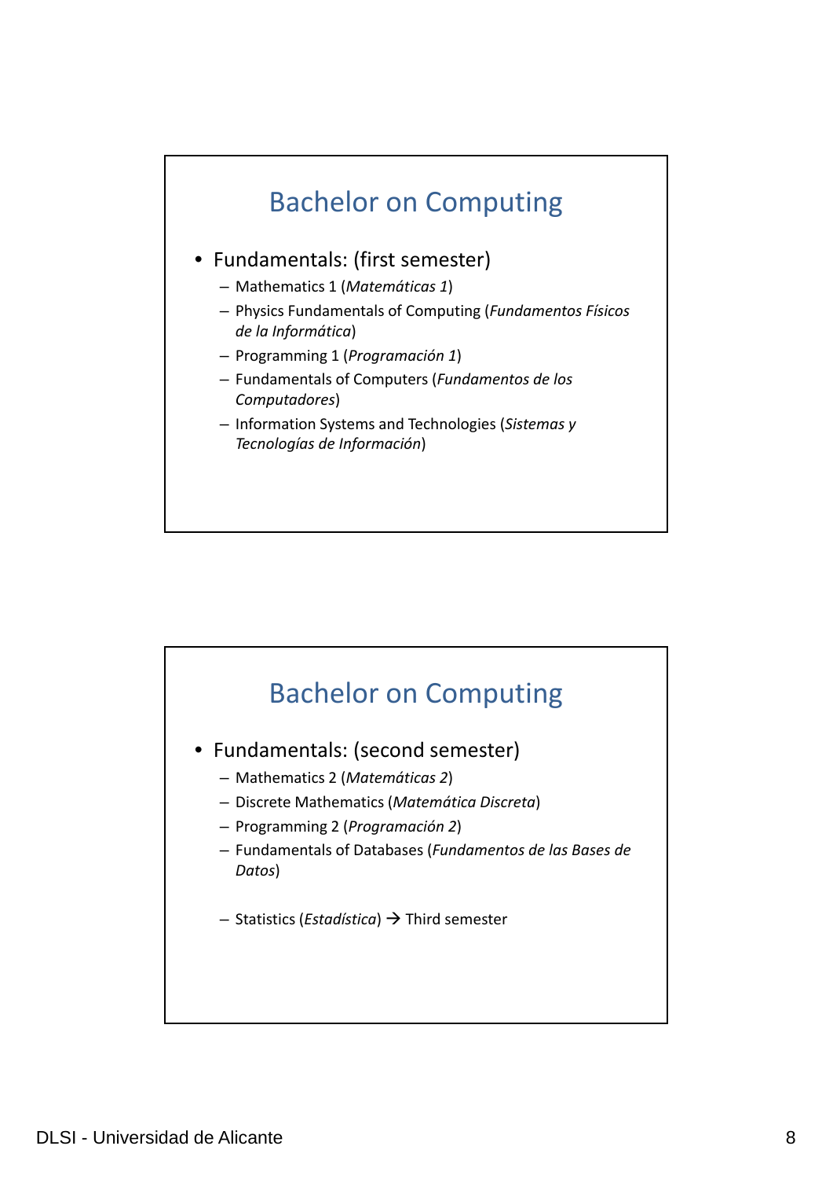## Bachelor on Computing

- Fundamentals: (first semester)
  - Mathematics 1 (*Matemáticas 1*)
  - Physics Fundamentals of Computing (*Fundamentos Físicos de la Informática*)
  - Programming 1 (*Programación 1*)
  - Fundamentals of Computers (*Fundamentos de los Computadores*)
  - Information Systems and Technologies (*Sistemas y Tecnologías de Información*)

## Bachelor on Computing

- Fundamentals: (second semester)
  - Mathematics 2 (*Matemáticas 2*)
  - Discrete Mathematics (*Matemática Discreta*)
  - Programming 2 (*Programación 2*)
  - Fundamentals of Databases (*Fundamentos de las Bases de Datos*)

  - Statistics (*Estadística*) → Third semester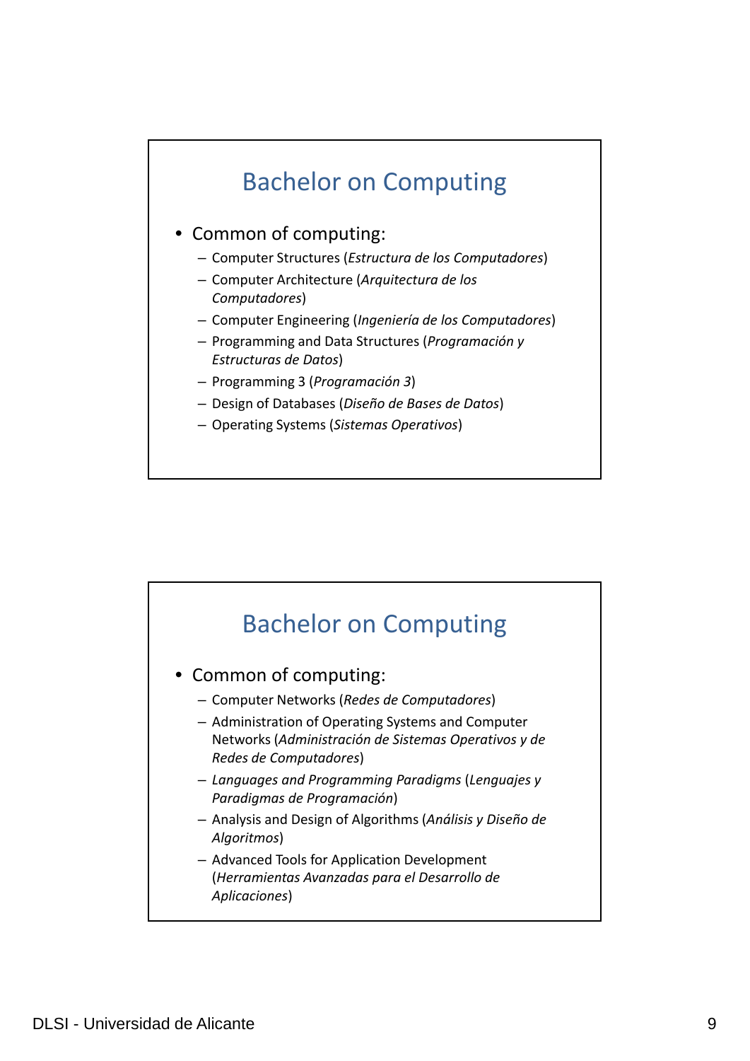## Bachelor on Computing

- Common of computing:
  - Computer Structures (*Estructura de los Computadores*)
  - Computer Architecture (*Arquitectura de los Computadores*)
  - Computer Engineering (*Ingeniería de los Computadores*)
  - Programming and Data Structures (*Programación y Estructuras de Datos*)
  - Programming 3 (*Programación 3*)
  - Design of Databases (*Diseño de Bases de Datos*)
  - Operating Systems (*Sistemas Operativos*)

## Bachelor on Computing

- Common of computing:
  - Computer Networks (*Redes de Computadores*)
  - Administration of Operating Systems and Computer Networks (*Administración de Sistemas Operativos y de Redes de Computadores*)
  - *Languages and Programming Paradigms* (*Lenguajes y Paradigmas de Programación*)
  - Analysis and Design of Algorithms (*Análisis y Diseño de Algoritmos*)
  - Advanced Tools for Application Development (*Herramientas Avanzadas para el Desarrollo de Aplicaciones*)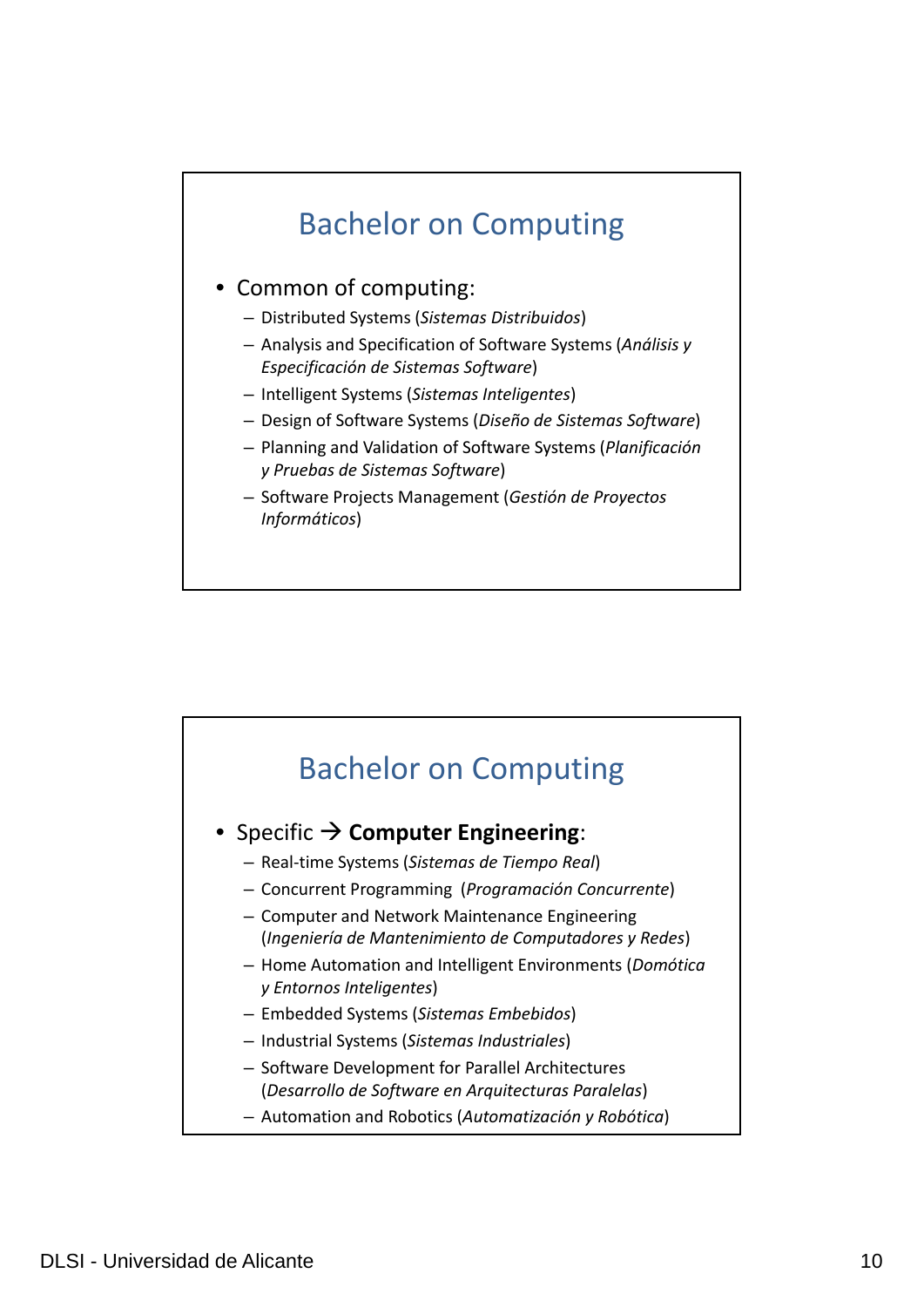## Bachelor on Computing

- Common of computing:
  - Distributed Systems (*Sistemas Distribuidos*)
  - Analysis and Specification of Software Systems (*Análisis y Especificación de Sistemas Software*)
  - Intelligent Systems (*Sistemas Inteligentes*)
  - Design of Software Systems (*Diseño de Sistemas Software*)
  - Planning and Validation of Software Systems (*Planificación y Pruebas de Sistemas Software*)
  - Software Projects Management (*Gestión de Proyectos Informáticos*)

## Bachelor on Computing

- Specific → **Computer Engineering**:
  - Real-time Systems (*Sistemas de Tiempo Real*)
  - Concurrent Programming (*Programación Concurrente*)
  - Computer and Network Maintenance Engineering (*Ingeniería de Mantenimiento de Computadores y Redes*)
  - Home Automation and Intelligent Environments (*Domótica y Entornos Inteligentes*)
  - Embedded Systems (*Sistemas Embebidos*)
  - Industrial Systems (*Sistemas Industriales*)
  - Software Development for Parallel Architectures (*Desarrollo de Software en Arquitecturas Paralelas*)
  - Automation and Robotics (*Automatización y Robótica*)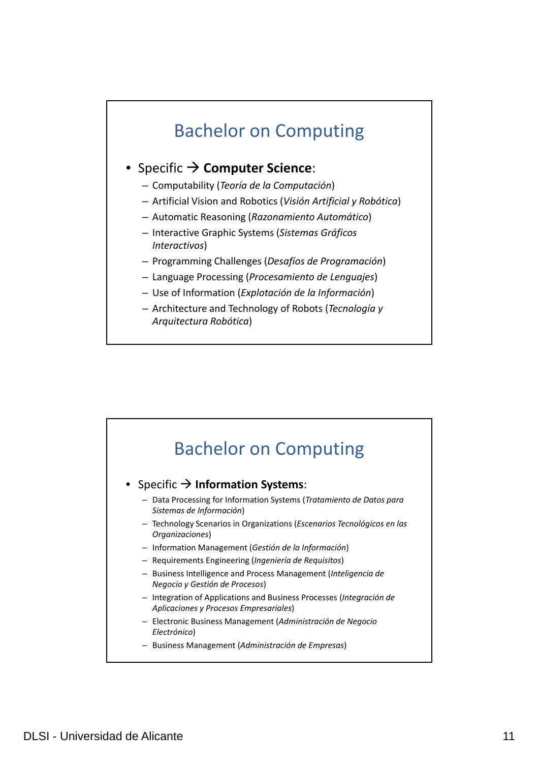## Bachelor on Computing

- Specific → **Computer Science**:
  - Computability (*Teoría de la Computación*)
  - Artificial Vision and Robotics (*Visión Artificial y Robótica*)
  - Automatic Reasoning (*Razonamiento Automático*)
  - Interactive Graphic Systems (*Sistemas Gráficos Interactivos*)
  - Programming Challenges (*Desafíos de Programación*)
  - Language Processing (*Procesamiento de Lenguajes*)
  - Use of Information (*Explotación de la Información*)
  - Architecture and Technology of Robots (*Tecnología y Arquitectura Robótica*)

## Bachelor on Computing

- Specific → **Information Systems**:
  - Data Processing for Information Systems (*Tratamiento de Datos para Sistemas de Información*)
  - Technology Scenarios in Organizations (*Escenarios Tecnológicos en las Organizaciones*)
  - Information Management (*Gestión de la Información*)
  - Requirements Engineering (*Ingeniería de Requisitos*)
  - Business Intelligence and Process Management (*Inteligencia de Negocio y Gestión de Procesos*)
  - Integration of Applications and Business Processes (*Integración de Aplicaciones y Procesos Empresariales*)
  - Electronic Business Management (*Administración de Negocio Electrónico*)
  - Business Management (*Administración de Empresas*)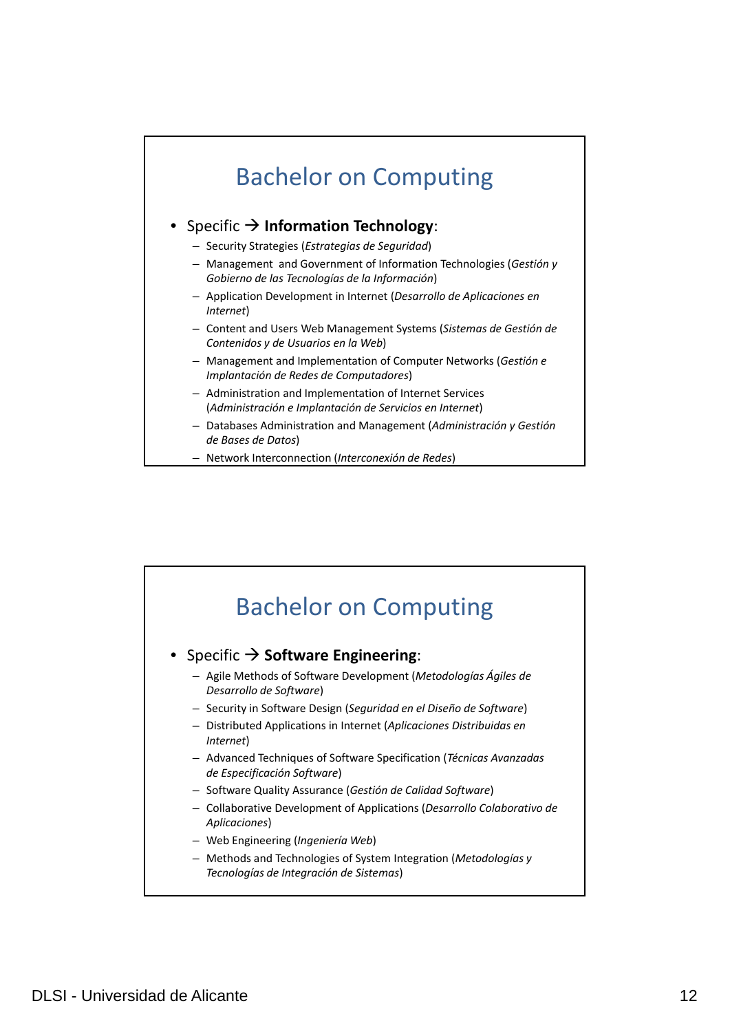## Bachelor on Computing

- Specific → **Information Technology**:
  - Security Strategies (*Estrategias de Seguridad*)
  - Management  and Government of Information Technologies (*Gestión y Gobierno de las Tecnologías de la Información*)
  - Application Development in Internet (*Desarrollo de Aplicaciones en Internet*)
  - Content and Users Web Management Systems (*Sistemas de Gestión de Contenidos y de Usuarios en la Web*)
  - Management and Implementation of Computer Networks (*Gestión e Implantación de Redes de Computadores*)
  - Administration and Implementation of Internet Services (*Administración e Implantación de Servicios en Internet*)
  - Databases Administration and Management (*Administración y Gestión de Bases de Datos*)
  - Network Interconnection (*Interconexión de Redes*)

## Bachelor on Computing

- Specific → **Software Engineering**:
  - Agile Methods of Software Development (*Metodologías Ágiles de Desarrollo de Software*)
  - Security in Software Design (*Seguridad en el Diseño de Software*)
  - Distributed Applications in Internet (*Aplicaciones Distribuidas en Internet*)
  - Advanced Techniques of Software Specification (*Técnicas Avanzadas de Especificación Software*)
  - Software Quality Assurance (*Gestión de Calidad Software*)
  - Collaborative Development of Applications (*Desarrollo Colaborativo de Aplicaciones*)
  - Web Engineering (*Ingeniería Web*)
  - Methods and Technologies of System Integration (*Metodologías y Tecnologías de Integración de Sistemas*)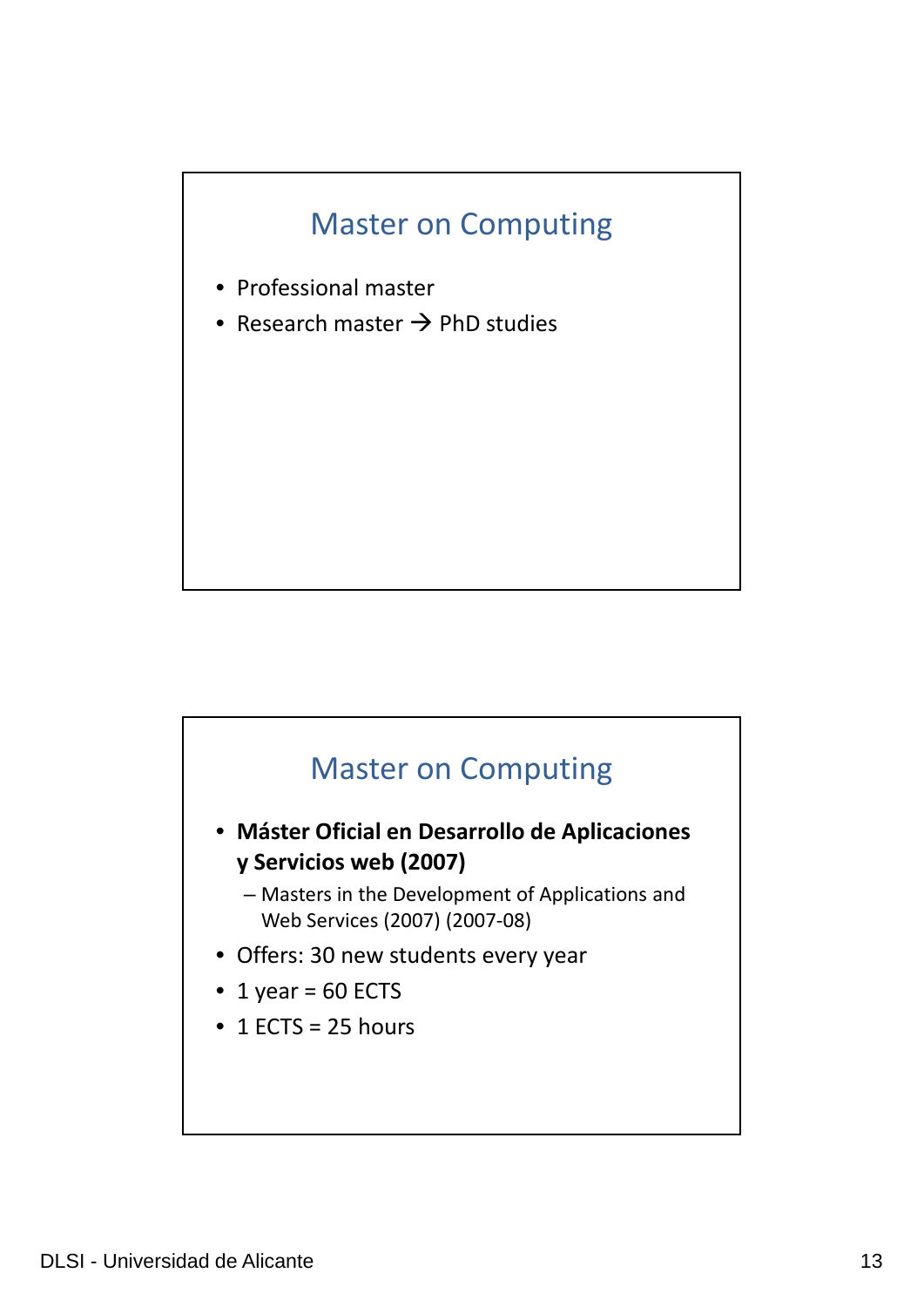## Master on Computing

- Professional master
- Research master → PhD studies

## Master on Computing

- **Máster Oficial en Desarrollo de Aplicaciones y Servicios web (2007)**
  - Masters in the Development of Applications and Web Services (2007) (2007-08)
- Offers: 30 new students every year
- 1 year = 60 ECTS
- 1 ECTS = 25 hours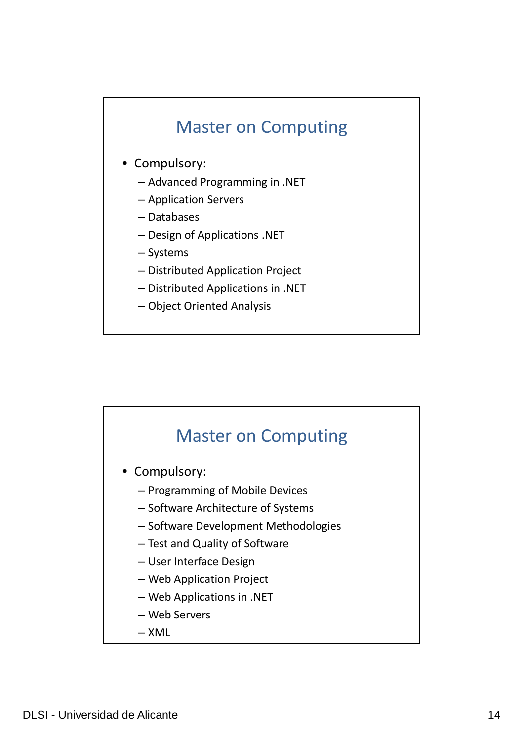## Master on Computing

- Compulsory:
  - Advanced Programming in .NET
  - Application Servers
  - Databases
  - Design of Applications .NET
  - Systems
  - Distributed Application Project
  - Distributed Applications in .NET
  - Object Oriented Analysis

## Master on Computing

- Compulsory:
  - Programming of Mobile Devices
  - Software Architecture of Systems
  - Software Development Methodologies
  - Test and Quality of Software
  - User Interface Design
  - Web Application Project
  - Web Applications in .NET
  - Web Servers
  - XML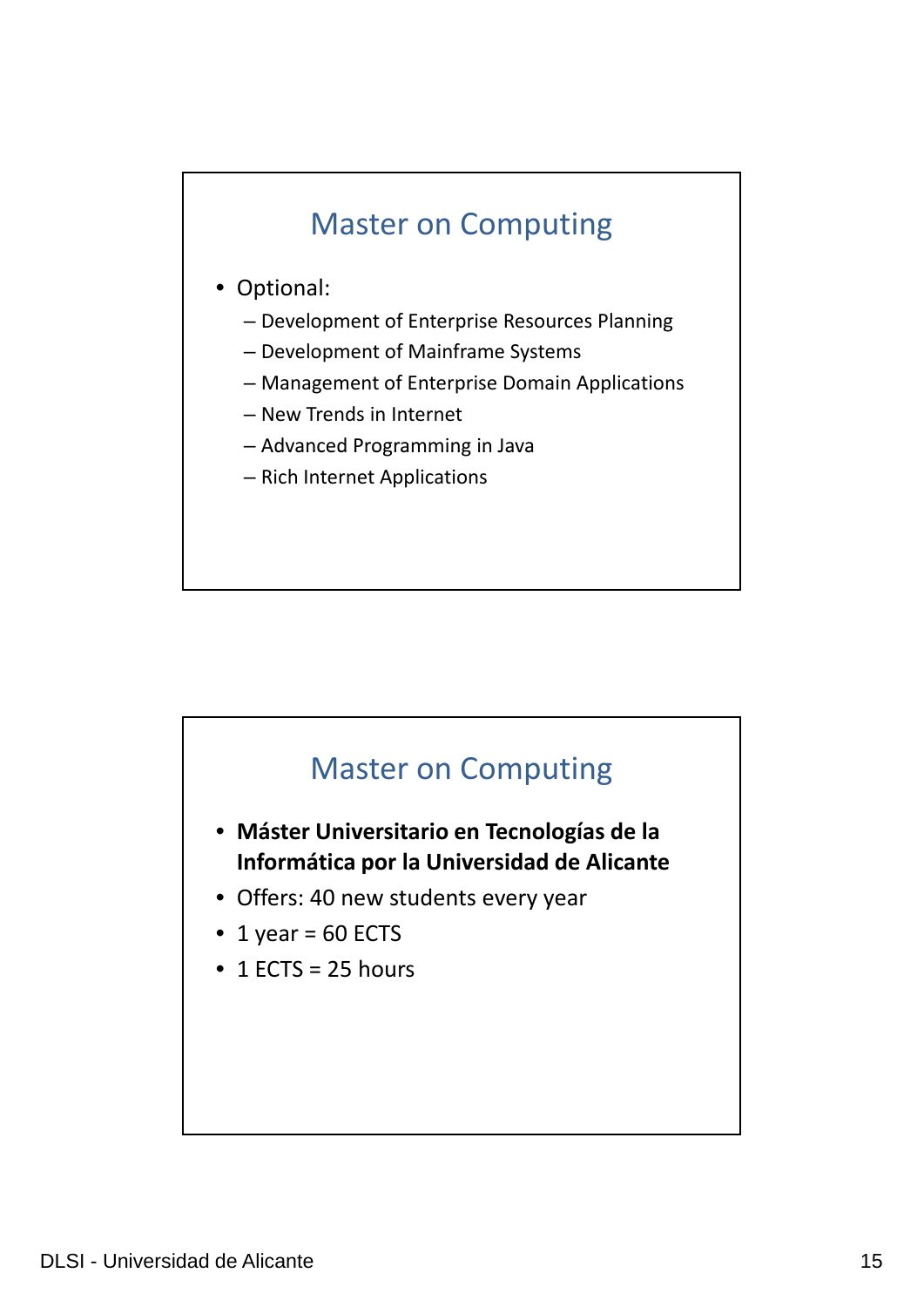## Master on Computing

- Optional:
  - Development of Enterprise Resources Planning
  - Development of Mainframe Systems
  - Management of Enterprise Domain Applications
  - New Trends in Internet
  - Advanced Programming in Java
  - Rich Internet Applications

## Master on Computing

- **Máster Universitario en Tecnologías de la Informática por la Universidad de Alicante**
- Offers: 40 new students every year
- 1 year = 60 ECTS
- 1 ECTS = 25 hours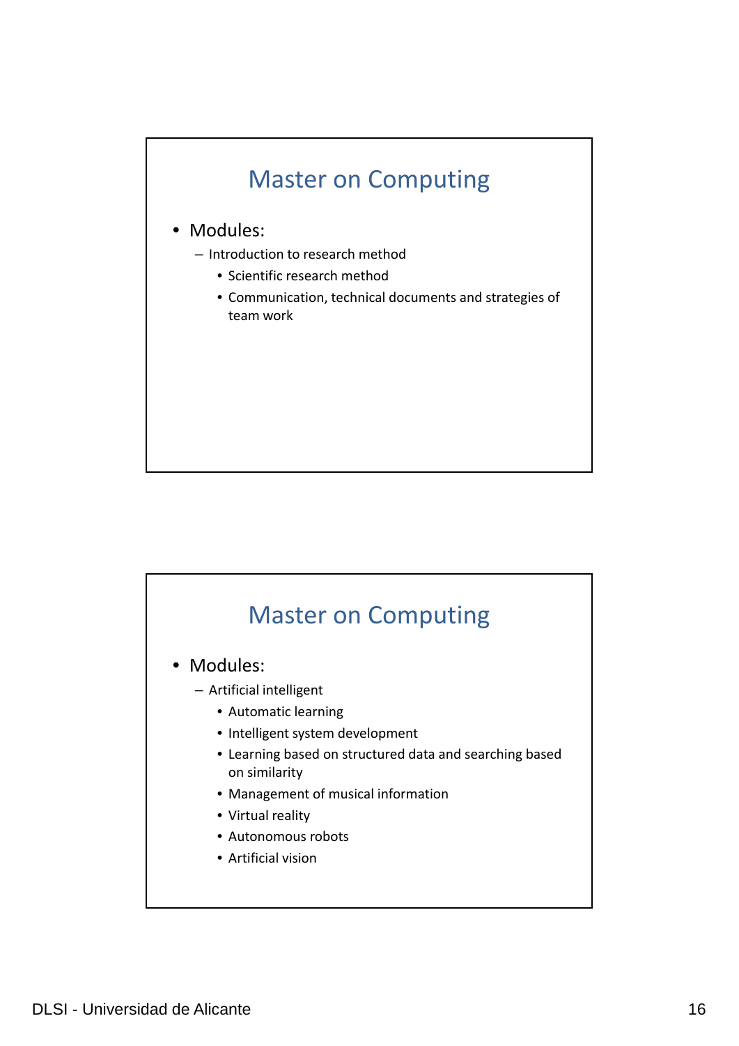## Master on Computing

- Modules:
  - Introduction to research method
    - Scientific research method
    - Communication, technical documents and strategies of team work

## Master on Computing

- Modules:
  - Artificial intelligent
    - Automatic learning
    - Intelligent system development
    - Learning based on structured data and searching based on similarity
    - Management of musical information
    - Virtual reality
    - Autonomous robots
    - Artificial vision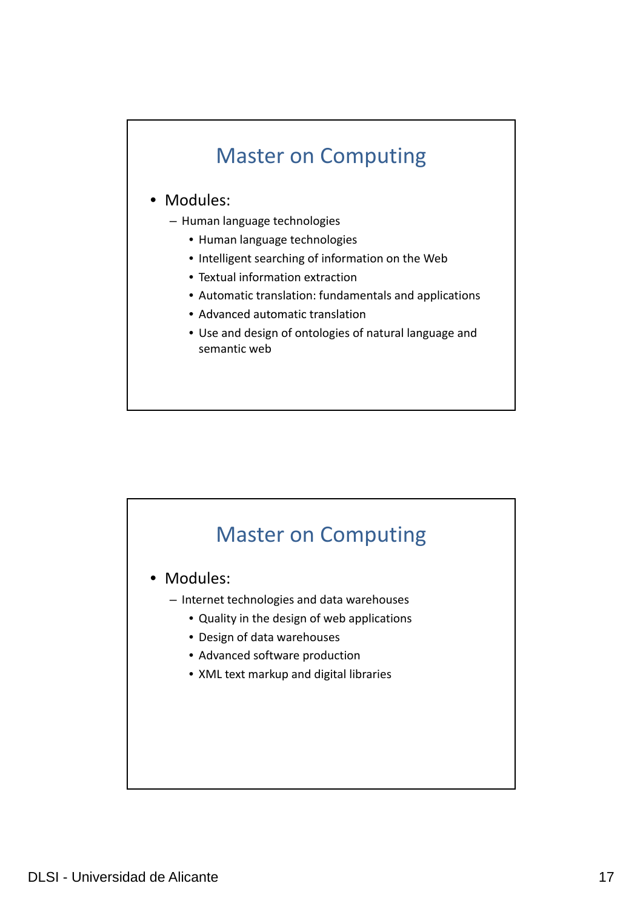## Master on Computing

- Modules:
  - Human language technologies
    - Human language technologies
    - Intelligent searching of information on the Web
    - Textual information extraction
    - Automatic translation: fundamentals and applications
    - Advanced automatic translation
    - Use and design of ontologies of natural language and semantic web

## Master on Computing

- Modules:
  - Internet technologies and data warehouses
    - Quality in the design of web applications
    - Design of data warehouses
    - Advanced software production
    - XML text markup and digital libraries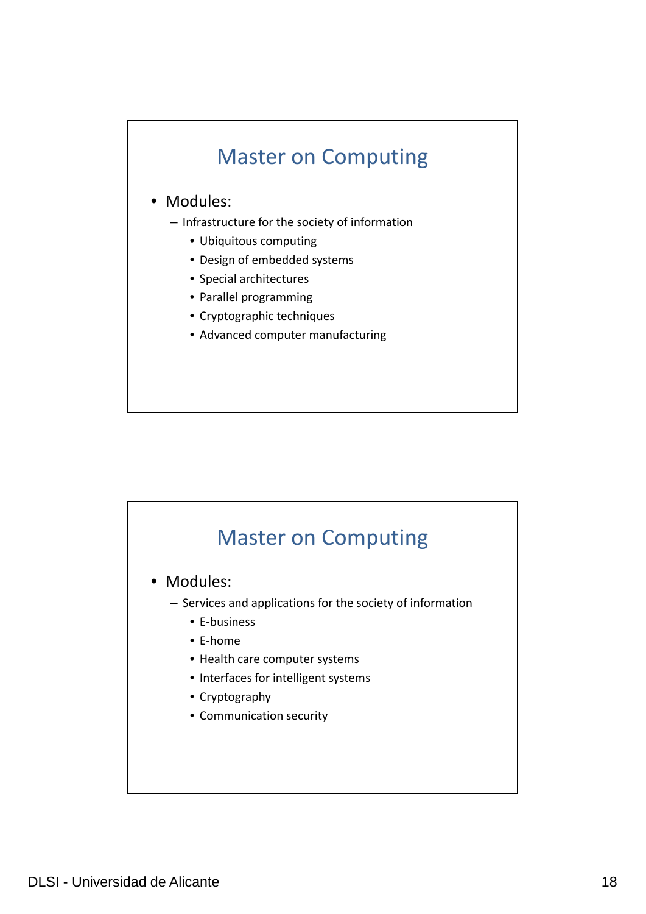## Master on Computing

- Modules:
  - Infrastructure for the society of information
    - Ubiquitous computing
    - Design of embedded systems
    - Special architectures
    - Parallel programming
    - Cryptographic techniques
    - Advanced computer manufacturing

## Master on Computing

- Modules:
  - Services and applications for the society of information
    - E-business
    - E-home
    - Health care computer systems
    - Interfaces for intelligent systems
    - Cryptography
    - Communication security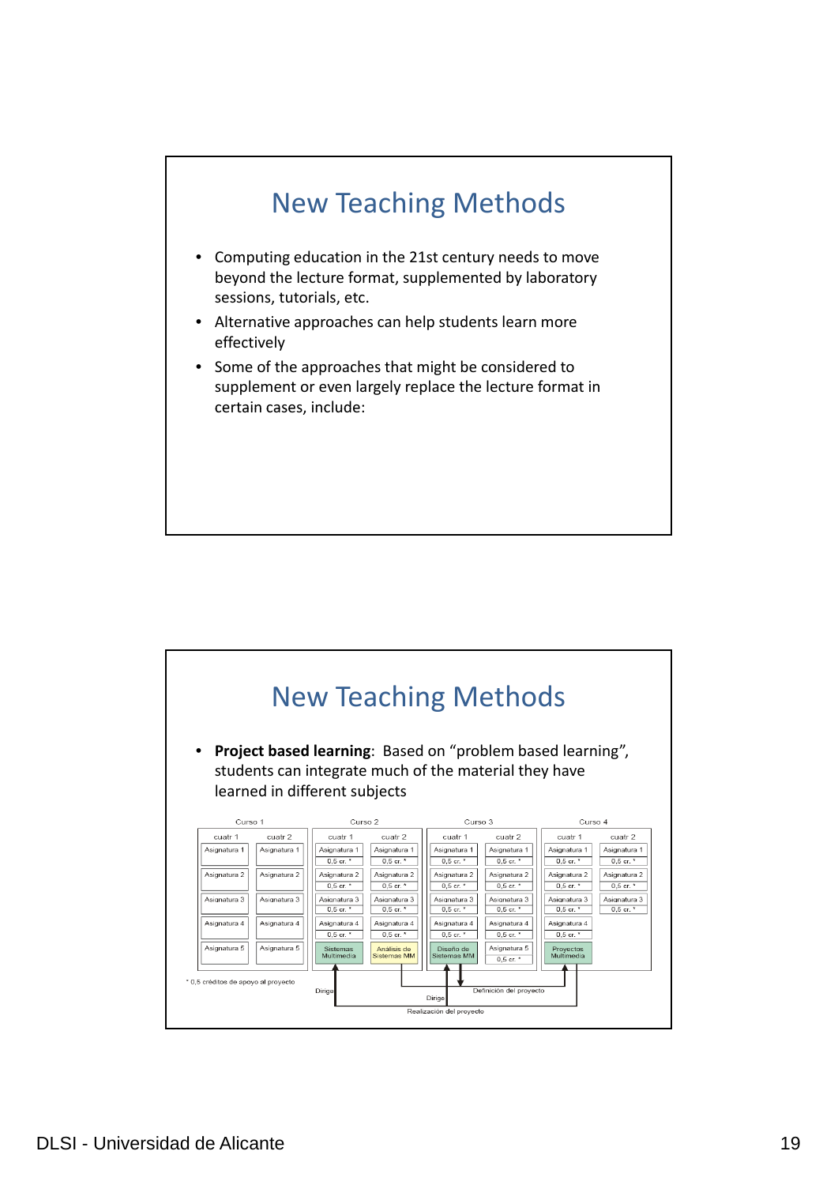# New Teaching Methods

- Computing education in the 21st century needs to move beyond the lecture format, supplemented by laboratory sessions, tutorials, etc.
- Alternative approaches can help students learn more effectively
- Some of the approaches that might be considered to supplement or even largely replace the lecture format in certain cases, include:

# New Teaching Methods

- **Project based learning**: Based on “problem based learning”, students can integrate much of the material they have learned in different subjects

| Curso 1 | | Curso 2 | | Curso 3 | | Curso 4 | |
|---|---|---|---|---|---|---|---|
| cuatr 1 | cuatr 2 | cuatr 1 | cuatr 2 | cuatr 1 | cuatr 2 | cuatr 1 | cuatr 2 |
| Asignatura 1 | Asignatura 1 | Asignatura 1 0,5 cr. * | Asignatura 1 0,5 cr. * | Asignatura 1 0,5 cr. * | Asignatura 1 0,5 cr. * | Asignatura 1 0,5 cr. * | Asignatura 1 0,5 cr. * |
| Asignatura 2 | Asignatura 2 | Asignatura 2 0,5 cr. * | Asignatura 2 0,5 cr. * | Asignatura 2 0,5 cr. * | Asignatura 2 0,5 cr. * | Asignatura 2 0,5 cr. * | Asignatura 2 0,5 cr. * |
| Asignatura 3 | Asignatura 3 | Asignatura 3 0,5 cr. * | Asignatura 3 0,5 cr. * | Asignatura 3 0,5 cr. * | Asignatura 3 0,5 cr. * | Asignatura 3 0,5 cr. * | Asignatura 3 0,5 cr. * |
| Asignatura 4 | Asignatura 4 | Asignatura 4 0,5 cr. * | Asignatura 4 0,5 cr. * | Asignatura 4 0,5 cr. * | Asignatura 4 0,5 cr. * | Asignatura 4 0,5 cr. * | |
| Asignatura 5 | Asignatura 5 | Sistemas Multimedia | Análisis de Sistemas MM | Diseño de Sistemas MM | Asignatura 5 0,5 cr. * | Proyectos Multimedia | |

\* 0,5 créditos de apoyo al proyecto

Dirige — Dirige — Definición del proyecto — Realización del proyecto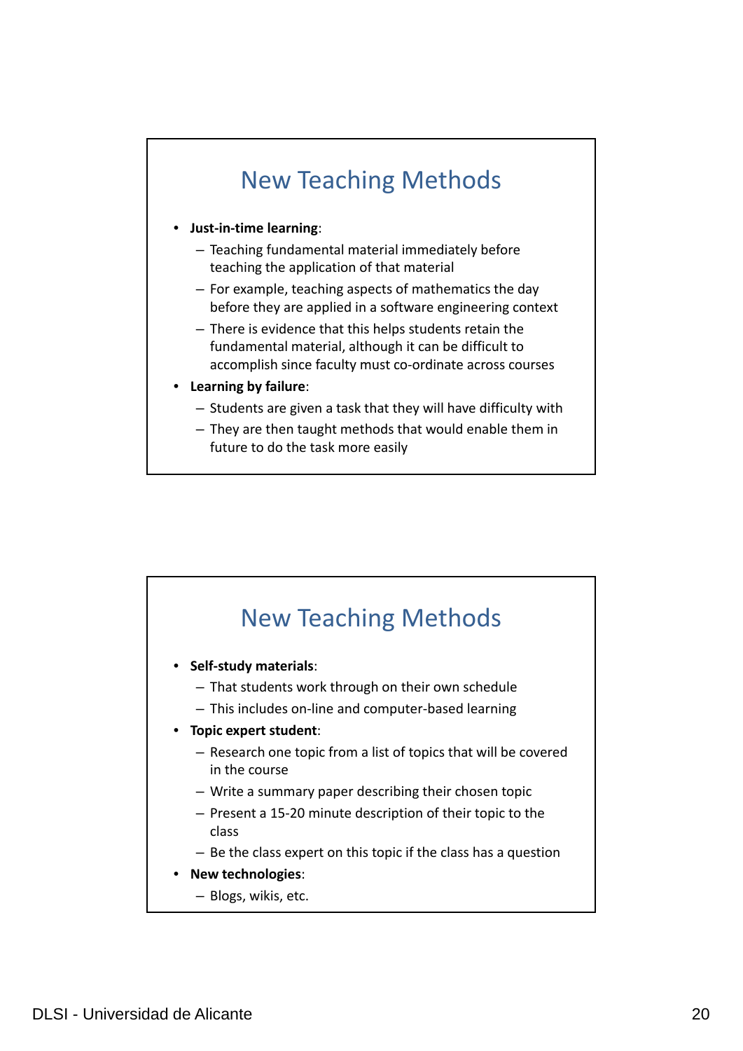## New Teaching Methods

- **Just-in-time learning**:
  - Teaching fundamental material immediately before teaching the application of that material
  - For example, teaching aspects of mathematics the day before they are applied in a software engineering context
  - There is evidence that this helps students retain the fundamental material, although it can be difficult to accomplish since faculty must co-ordinate across courses
- **Learning by failure**:
  - Students are given a task that they will have difficulty with
  - They are then taught methods that would enable them in future to do the task more easily

## New Teaching Methods

- **Self-study materials**:
  - That students work through on their own schedule
  - This includes on-line and computer-based learning
- **Topic expert student**:
  - Research one topic from a list of topics that will be covered in the course
  - Write a summary paper describing their chosen topic
  - Present a 15-20 minute description of their topic to the class
  - Be the class expert on this topic if the class has a question
- **New technologies**:
  - Blogs, wikis, etc.